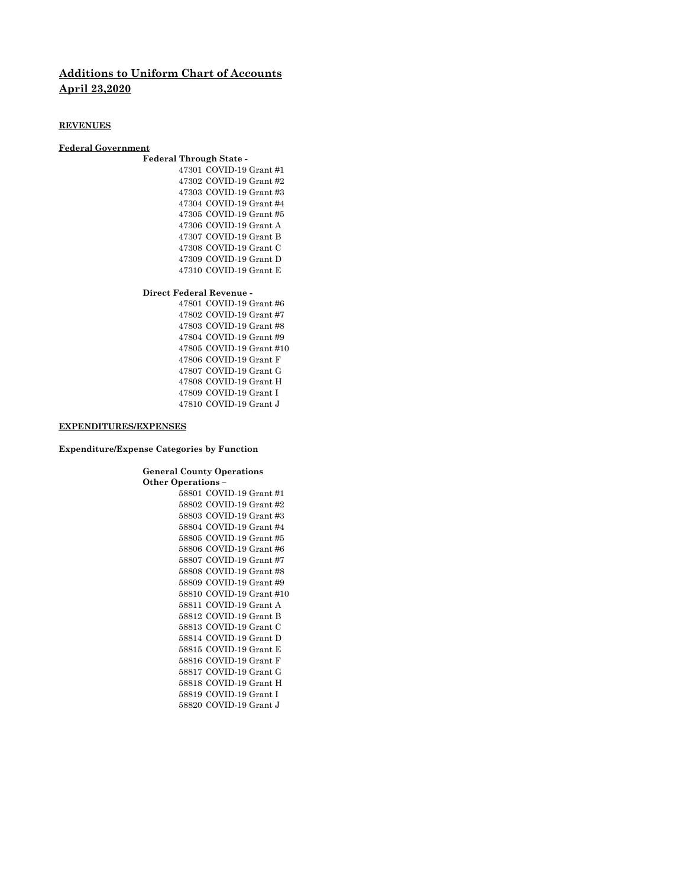# Additions to Uniform Chart of Accounts

## April 23,2020

**REVENUES**

**Federal Government**

**Federal Through State -**

47301 COVID-19 Grant #1
47302 COVID-19 Grant #2
47303 COVID-19 Grant #3
47304 COVID-19 Grant #4
47305 COVID-19 Grant #5
47306 COVID-19 Grant A
47307 COVID-19 Grant B
47308 COVID-19 Grant C
47309 COVID-19 Grant D
47310 COVID-19 Grant E

**Direct Federal Revenue -**

47801 COVID-19 Grant #6
47802 COVID-19 Grant #7
47803 COVID-19 Grant #8
47804 COVID-19 Grant #9
47805 COVID-19 Grant #10
47806 COVID-19 Grant F
47807 COVID-19 Grant G
47808 COVID-19 Grant H
47809 COVID-19 Grant I
47810 COVID-19 Grant J

**EXPENDITURES/EXPENSES**

**Expenditure/Expense Categories by Function**

**General County Operations**
**Other Operations –**

58801 COVID-19 Grant #1
58802 COVID-19 Grant #2
58803 COVID-19 Grant #3
58804 COVID-19 Grant #4
58805 COVID-19 Grant #5
58806 COVID-19 Grant #6
58807 COVID-19 Grant #7
58808 COVID-19 Grant #8
58809 COVID-19 Grant #9
58810 COVID-19 Grant #10
58811 COVID-19 Grant A
58812 COVID-19 Grant B
58813 COVID-19 Grant C
58814 COVID-19 Grant D
58815 COVID-19 Grant E
58816 COVID-19 Grant F
58817 COVID-19 Grant G
58818 COVID-19 Grant H
58819 COVID-19 Grant I
58820 COVID-19 Grant J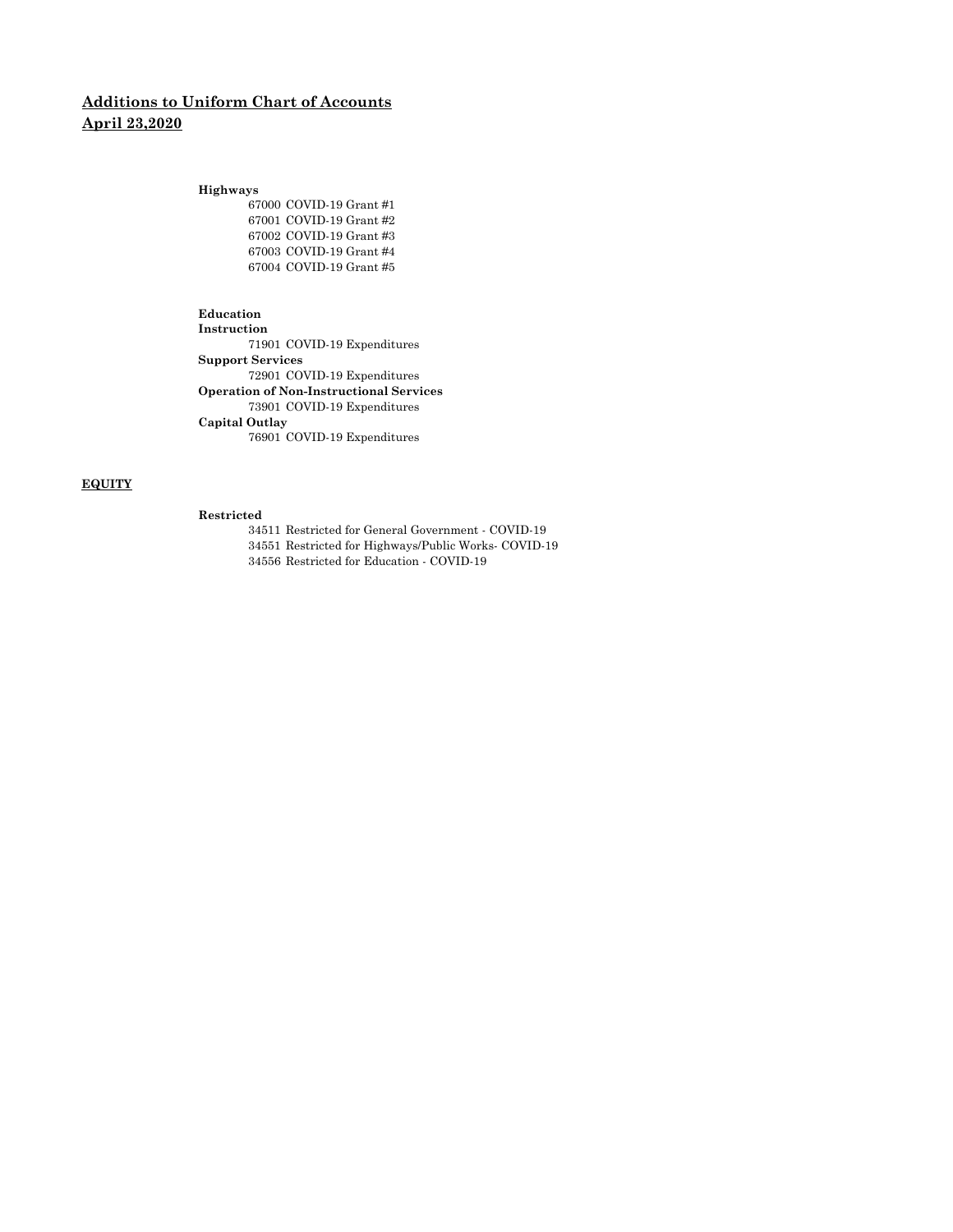**Additions to Uniform Chart of Accounts**
**April 23,2020**

**Highways**

67000 COVID-19 Grant #1
67001 COVID-19 Grant #2
67002 COVID-19 Grant #3
67003 COVID-19 Grant #4
67004 COVID-19 Grant #5

**Education**
**Instruction**

71901 COVID-19 Expenditures

**Support Services**

72901 COVID-19 Expenditures

**Operation of Non-Instructional Services**

73901 COVID-19 Expenditures

**Capital Outlay**

76901 COVID-19 Expenditures

**EQUITY**

**Restricted**

34511 Restricted for General Government - COVID-19
34551 Restricted for Highways/Public Works- COVID-19
34556 Restricted for Education - COVID-19